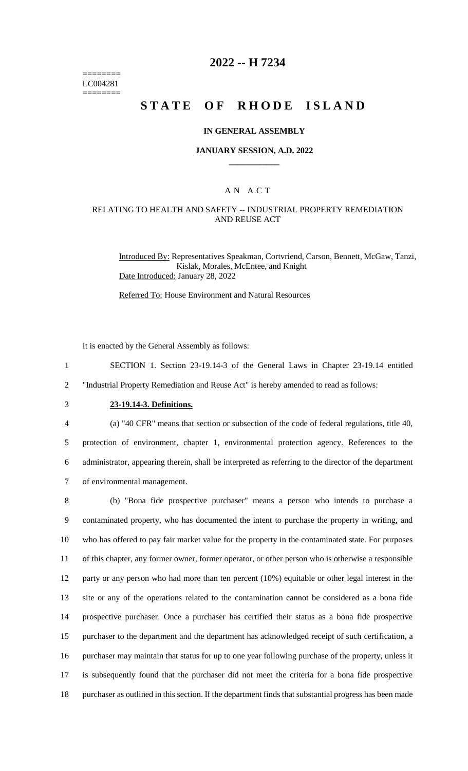========
LC004281
========

# 2022 -- H 7234

# STATE OF RHODE ISLAND

### IN GENERAL ASSEMBLY

### JANUARY SESSION, A.D. 2022

---

## A N A C T

### RELATING TO HEALTH AND SAFETY -- INDUSTRIAL PROPERTY REMEDIATION AND REUSE ACT

Introduced By: Representatives Speakman, Cortvriend, Carson, Bennett, McGaw, Tanzi, Kislak, Morales, McEntee, and Knight

Date Introduced: January 28, 2022

Referred To: House Environment and Natural Resources

It is enacted by the General Assembly as follows:

1 SECTION 1. Section 23-19.14-3 of the General Laws in Chapter 23-19.14 entitled
2 "Industrial Property Remediation and Reuse Act" is hereby amended to read as follows:

3 **23-19.14-3. Definitions.**

4 (a) "40 CFR" means that section or subsection of the code of federal regulations, title 40,
5 protection of environment, chapter 1, environmental protection agency. References to the
6 administrator, appearing therein, shall be interpreted as referring to the director of the department
7 of environmental management.

8 (b) "Bona fide prospective purchaser" means a person who intends to purchase a
9 contaminated property, who has documented the intent to purchase the property in writing, and
10 who has offered to pay fair market value for the property in the contaminated state. For purposes
11 of this chapter, any former owner, former operator, or other person who is otherwise a responsible
12 party or any person who had more than ten percent (10%) equitable or other legal interest in the
13 site or any of the operations related to the contamination cannot be considered as a bona fide
14 prospective purchaser. Once a purchaser has certified their status as a bona fide prospective
15 purchaser to the department and the department has acknowledged receipt of such certification, a
16 purchaser may maintain that status for up to one year following purchase of the property, unless it
17 is subsequently found that the purchaser did not meet the criteria for a bona fide prospective
18 purchaser as outlined in this section. If the department finds that substantial progress has been made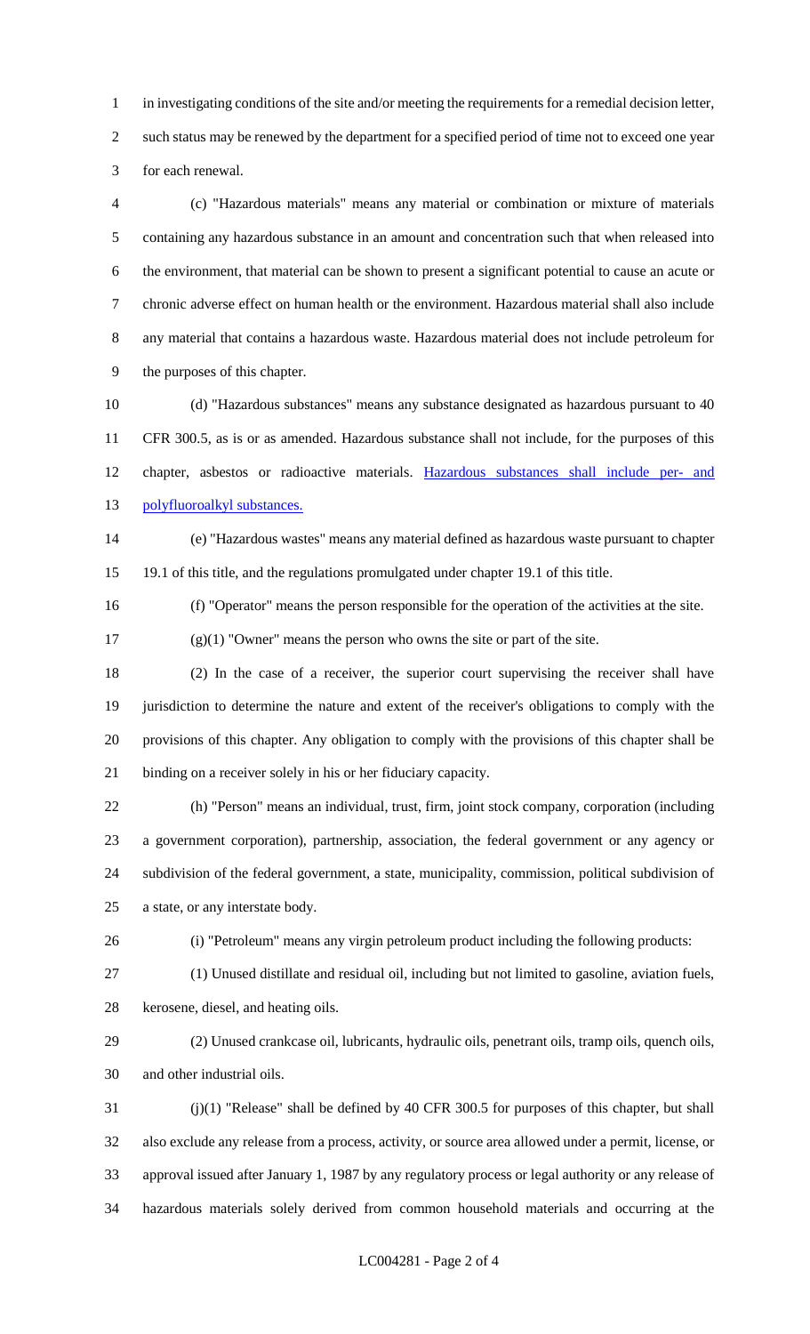in investigating conditions of the site and/or meeting the requirements for a remedial decision letter, such status may be renewed by the department for a specified period of time not to exceed one year for each renewal.

(c) "Hazardous materials" means any material or combination or mixture of materials containing any hazardous substance in an amount and concentration such that when released into the environment, that material can be shown to present a significant potential to cause an acute or chronic adverse effect on human health or the environment. Hazardous material shall also include any material that contains a hazardous waste. Hazardous material does not include petroleum for the purposes of this chapter.

(d) "Hazardous substances" means any substance designated as hazardous pursuant to 40 CFR 300.5, as is or as amended. Hazardous substance shall not include, for the purposes of this chapter, asbestos or radioactive materials. Hazardous substances shall include per- and polyfluoroalkyl substances.

(e) "Hazardous wastes" means any material defined as hazardous waste pursuant to chapter 19.1 of this title, and the regulations promulgated under chapter 19.1 of this title.

(f) "Operator" means the person responsible for the operation of the activities at the site.

(g)(1) "Owner" means the person who owns the site or part of the site.

(2) In the case of a receiver, the superior court supervising the receiver shall have jurisdiction to determine the nature and extent of the receiver's obligations to comply with the provisions of this chapter. Any obligation to comply with the provisions of this chapter shall be binding on a receiver solely in his or her fiduciary capacity.

(h) "Person" means an individual, trust, firm, joint stock company, corporation (including a government corporation), partnership, association, the federal government or any agency or subdivision of the federal government, a state, municipality, commission, political subdivision of a state, or any interstate body.

(i) "Petroleum" means any virgin petroleum product including the following products:

(1) Unused distillate and residual oil, including but not limited to gasoline, aviation fuels, kerosene, diesel, and heating oils.

(2) Unused crankcase oil, lubricants, hydraulic oils, penetrant oils, tramp oils, quench oils, and other industrial oils.

(j)(1) "Release" shall be defined by 40 CFR 300.5 for purposes of this chapter, but shall also exclude any release from a process, activity, or source area allowed under a permit, license, or approval issued after January 1, 1987 by any regulatory process or legal authority or any release of hazardous materials solely derived from common household materials and occurring at the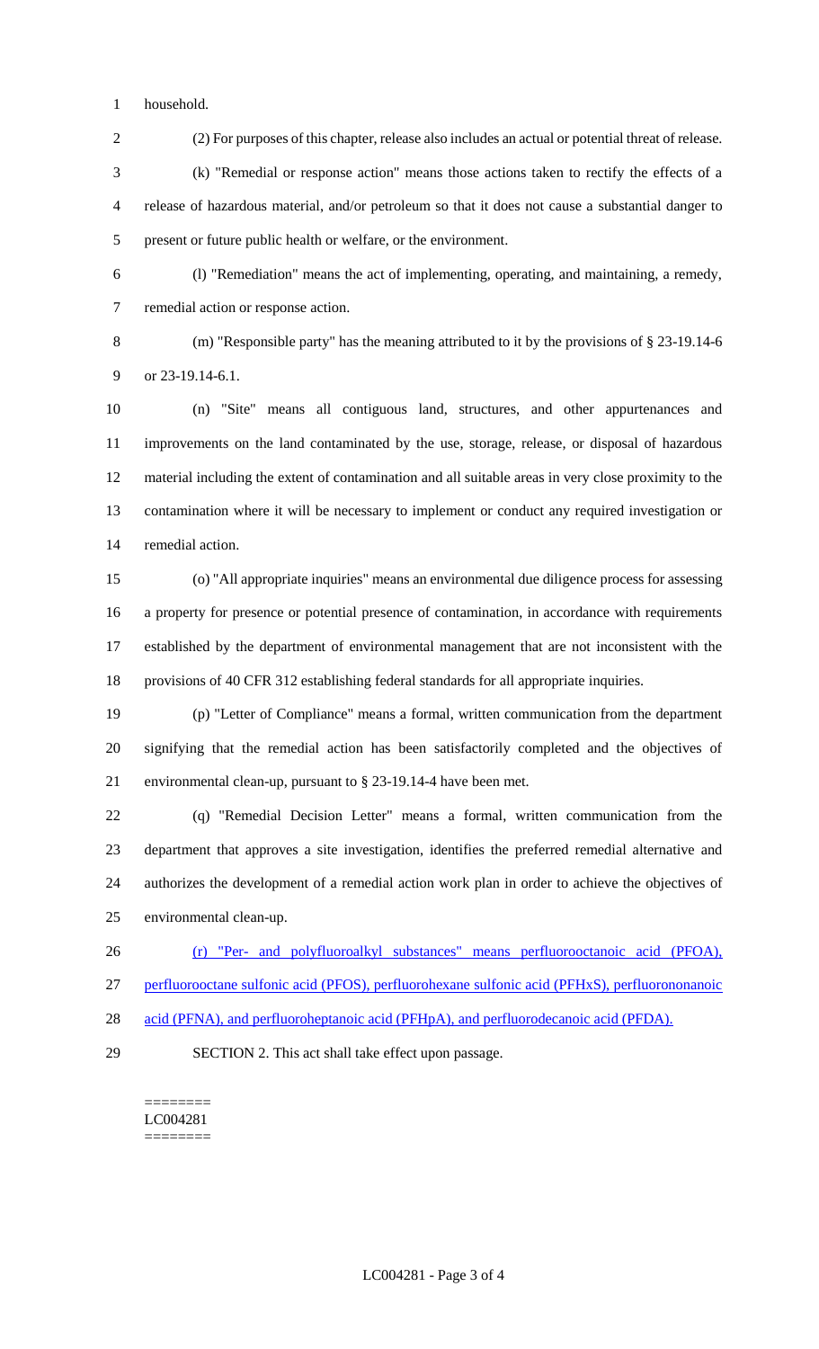household.

(2) For purposes of this chapter, release also includes an actual or potential threat of release.

(k) "Remedial or response action" means those actions taken to rectify the effects of a release of hazardous material, and/or petroleum so that it does not cause a substantial danger to present or future public health or welfare, or the environment.

(l) "Remediation" means the act of implementing, operating, and maintaining, a remedy, remedial action or response action.

(m) "Responsible party" has the meaning attributed to it by the provisions of § 23-19.14-6 or 23-19.14-6.1.

(n) "Site" means all contiguous land, structures, and other appurtenances and improvements on the land contaminated by the use, storage, release, or disposal of hazardous material including the extent of contamination and all suitable areas in very close proximity to the contamination where it will be necessary to implement or conduct any required investigation or remedial action.

(o) "All appropriate inquiries" means an environmental due diligence process for assessing a property for presence or potential presence of contamination, in accordance with requirements established by the department of environmental management that are not inconsistent with the provisions of 40 CFR 312 establishing federal standards for all appropriate inquiries.

(p) "Letter of Compliance" means a formal, written communication from the department signifying that the remedial action has been satisfactorily completed and the objectives of environmental clean-up, pursuant to § 23-19.14-4 have been met.

(q) "Remedial Decision Letter" means a formal, written communication from the department that approves a site investigation, identifies the preferred remedial alternative and authorizes the development of a remedial action work plan in order to achieve the objectives of environmental clean-up.

(r) "Per- and polyfluoroalkyl substances" means perfluorooctanoic acid (PFOA), perfluorooctane sulfonic acid (PFOS), perfluorohexane sulfonic acid (PFHxS), perfluorononanoic acid (PFNA), and perfluoroheptanoic acid (PFHpA), and perfluorodecanoic acid (PFDA).

SECTION 2. This act shall take effect upon passage.

========
LC004281
========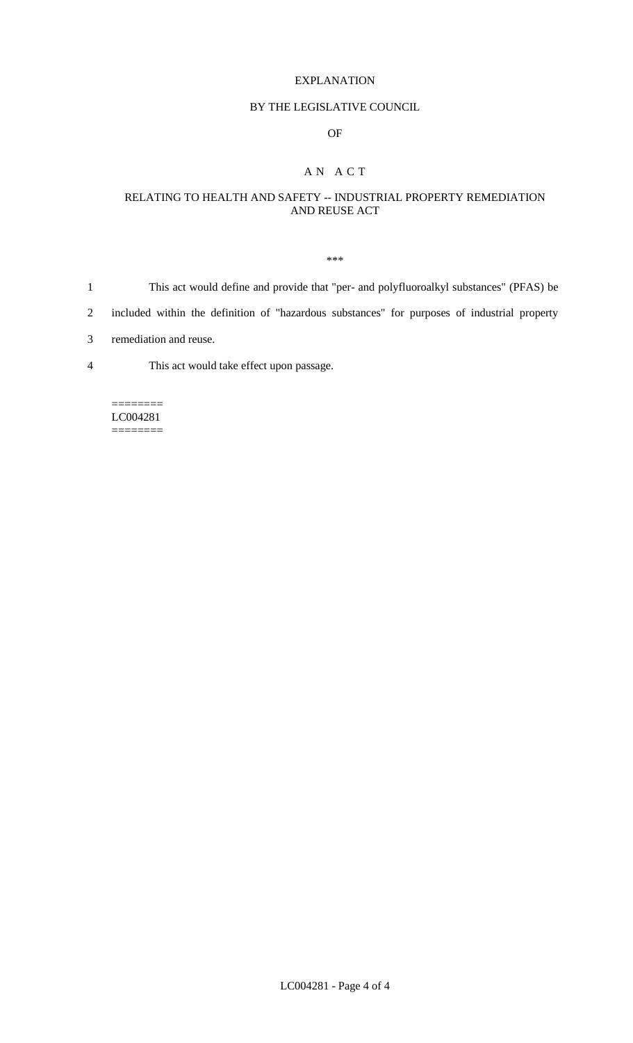EXPLANATION

BY THE LEGISLATIVE COUNCIL

OF

A N A C T

RELATING TO HEALTH AND SAFETY -- INDUSTRIAL PROPERTY REMEDIATION AND REUSE ACT

\*\*\*

1 This act would define and provide that "per- and polyfluoroalkyl substances" (PFAS) be
2 included within the definition of "hazardous substances" for purposes of industrial property
3 remediation and reuse.
4 This act would take effect upon passage.

========
LC004281
========